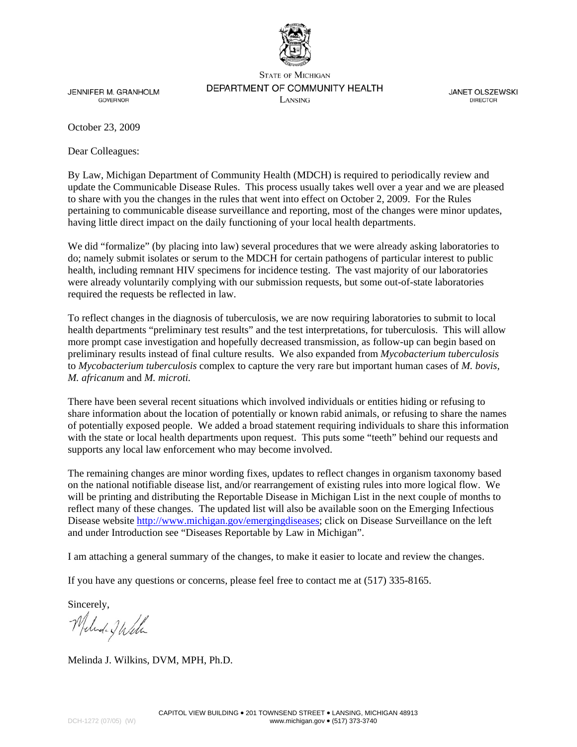STATE OF MICHIGAN
DEPARTMENT OF COMMUNITY HEALTH
LANSING

JENNIFER M. GRANHOLM
GOVERNOR

JANET OLSZEWSKI
DIRECTOR

October 23, 2009

Dear Colleagues:

By Law, Michigan Department of Community Health (MDCH) is required to periodically review and update the Communicable Disease Rules. This process usually takes well over a year and we are pleased to share with you the changes in the rules that went into effect on October 2, 2009. For the Rules pertaining to communicable disease surveillance and reporting, most of the changes were minor updates, having little direct impact on the daily functioning of your local health departments.

We did "formalize" (by placing into law) several procedures that we were already asking laboratories to do; namely submit isolates or serum to the MDCH for certain pathogens of particular interest to public health, including remnant HIV specimens for incidence testing. The vast majority of our laboratories were already voluntarily complying with our submission requests, but some out-of-state laboratories required the requests be reflected in law.

To reflect changes in the diagnosis of tuberculosis, we are now requiring laboratories to submit to local health departments "preliminary test results" and the test interpretations, for tuberculosis. This will allow more prompt case investigation and hopefully decreased transmission, as follow-up can begin based on preliminary results instead of final culture results. We also expanded from *Mycobacterium tuberculosis* to *Mycobacterium tuberculosis* complex to capture the very rare but important human cases of *M. bovis*, *M. africanum* and *M. microti.*

There have been several recent situations which involved individuals or entities hiding or refusing to share information about the location of potentially or known rabid animals, or refusing to share the names of potentially exposed people. We added a broad statement requiring individuals to share this information with the state or local health departments upon request. This puts some "teeth" behind our requests and supports any local law enforcement who may become involved.

The remaining changes are minor wording fixes, updates to reflect changes in organism taxonomy based on the national notifiable disease list, and/or rearrangement of existing rules into more logical flow. We will be printing and distributing the Reportable Disease in Michigan List in the next couple of months to reflect many of these changes. The updated list will also be available soon on the Emerging Infectious Disease website http://www.michigan.gov/emergingdiseases; click on Disease Surveillance on the left and under Introduction see "Diseases Reportable by Law in Michigan".

I am attaching a general summary of the changes, to make it easier to locate and review the changes.

If you have any questions or concerns, please feel free to contact me at (517) 335-8165.

Sincerely,

Melinda J. Wilkins, DVM, MPH, Ph.D.

CAPITOL VIEW BUILDING • 201 TOWNSEND STREET • LANSING, MICHIGAN 48913
www.michigan.gov • (517) 373-3740

DCH-1272 (07/05) (W)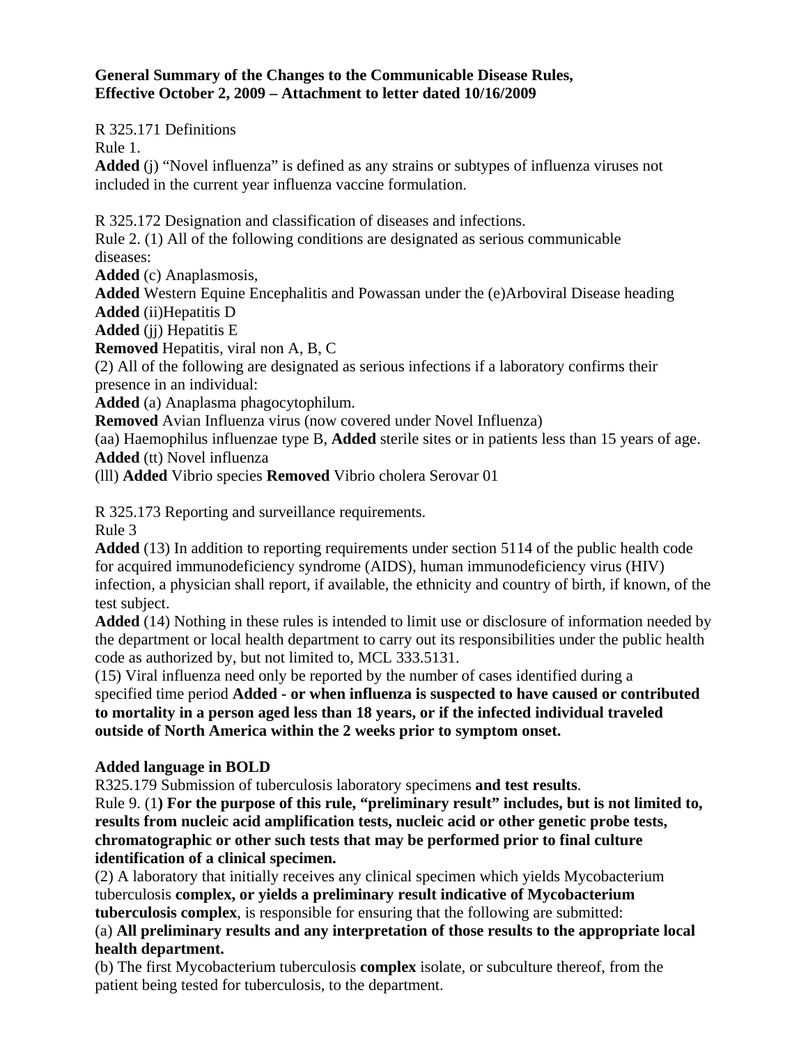**General Summary of the Changes to the Communicable Disease Rules, Effective October 2, 2009 – Attachment to letter dated 10/16/2009**

R 325.171 Definitions
Rule 1.
**Added** (j) "Novel influenza" is defined as any strains or subtypes of influenza viruses not included in the current year influenza vaccine formulation.

R 325.172 Designation and classification of diseases and infections.
Rule 2. (1) All of the following conditions are designated as serious communicable diseases:
**Added** (c) Anaplasmosis,
**Added** Western Equine Encephalitis and Powassan under the (e)Arboviral Disease heading
**Added** (ii)Hepatitis D
**Added** (jj) Hepatitis E
**Removed** Hepatitis, viral non A, B, C
(2) All of the following are designated as serious infections if a laboratory confirms their presence in an individual:
**Added** (a) Anaplasma phagocytophilum.
**Removed** Avian Influenza virus (now covered under Novel Influenza)
(aa) Haemophilus influenzae type B, **Added** sterile sites or in patients less than 15 years of age.
**Added** (tt) Novel influenza
(lll) **Added** Vibrio species **Removed** Vibrio cholera Serovar 01

R 325.173 Reporting and surveillance requirements.
Rule 3
**Added** (13) In addition to reporting requirements under section 5114 of the public health code for acquired immunodeficiency syndrome (AIDS), human immunodeficiency virus (HIV) infection, a physician shall report, if available, the ethnicity and country of birth, if known, of the test subject.
**Added** (14) Nothing in these rules is intended to limit use or disclosure of information needed by the department or local health department to carry out its responsibilities under the public health code as authorized by, but not limited to, MCL 333.5131.
(15) Viral influenza need only be reported by the number of cases identified during a specified time period **Added - or when influenza is suspected to have caused or contributed to mortality in a person aged less than 18 years, or if the infected individual traveled outside of North America within the 2 weeks prior to symptom onset.**

**Added language in BOLD**
R325.179 Submission of tuberculosis laboratory specimens **and test results**.
Rule 9. (1**) For the purpose of this rule, "preliminary result" includes, but is not limited to, results from nucleic acid amplification tests, nucleic acid or other genetic probe tests, chromatographic or other such tests that may be performed prior to final culture identification of a clinical specimen.**
(2) A laboratory that initially receives any clinical specimen which yields Mycobacterium tuberculosis **complex, or yields a preliminary result indicative of Mycobacterium tuberculosis complex**, is responsible for ensuring that the following are submitted:
(a) **All preliminary results and any interpretation of those results to the appropriate local health department.**
(b) The first Mycobacterium tuberculosis **complex** isolate, or subculture thereof, from the patient being tested for tuberculosis, to the department.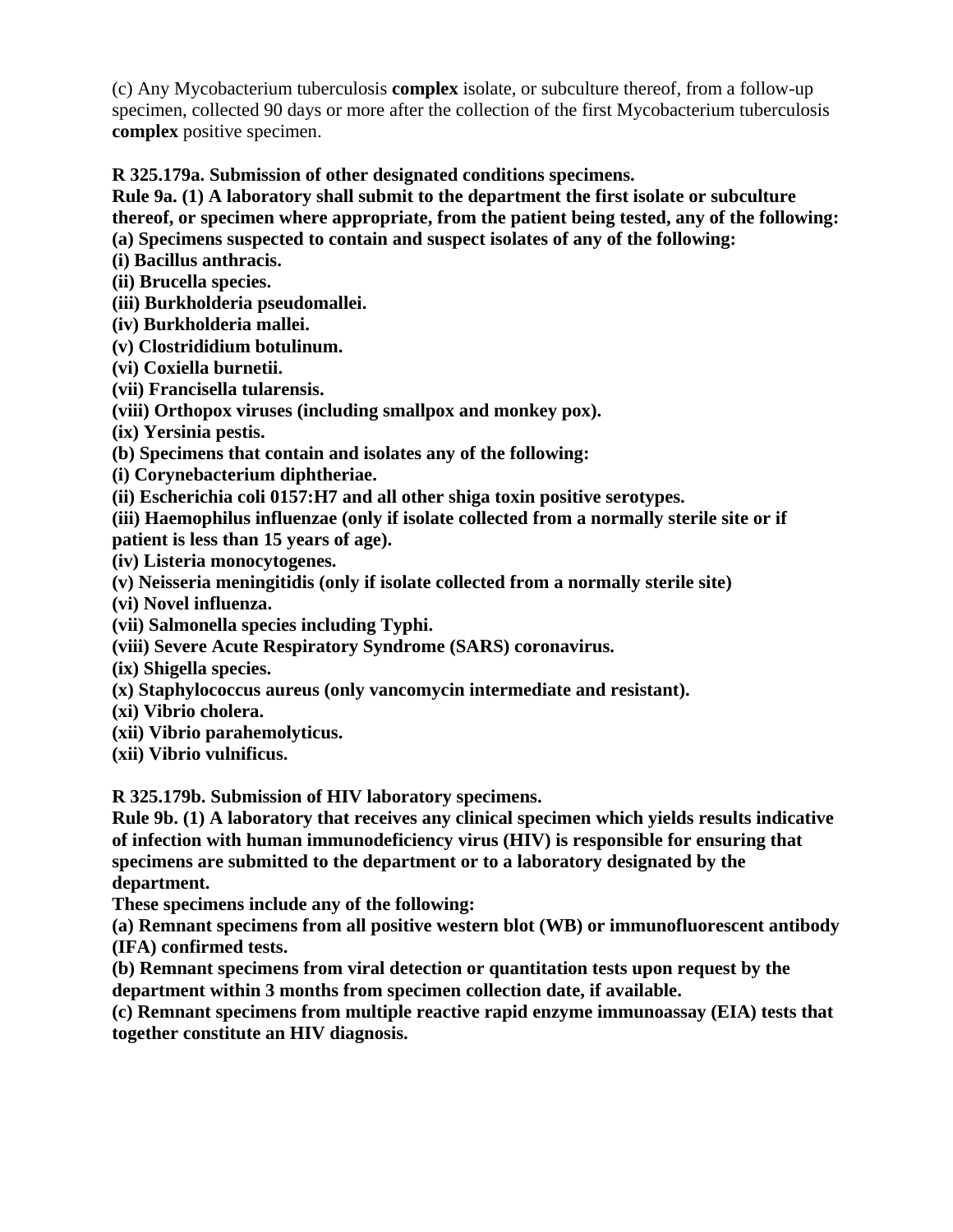(c) Any Mycobacterium tuberculosis **complex** isolate, or subculture thereof, from a follow-up specimen, collected 90 days or more after the collection of the first Mycobacterium tuberculosis **complex** positive specimen.

**R 325.179a. Submission of other designated conditions specimens.**

**Rule 9a. (1) A laboratory shall submit to the department the first isolate or subculture thereof, or specimen where appropriate, from the patient being tested, any of the following:**

**(a) Specimens suspected to contain and suspect isolates of any of the following:**

**(i) Bacillus anthracis.**

**(ii) Brucella species.**

**(iii) Burkholderia pseudomallei.**

**(iv) Burkholderia mallei.**

**(v) Clostrididium botulinum.**

**(vi) Coxiella burnetii.**

**(vii) Francisella tularensis.**

**(viii) Orthopox viruses (including smallpox and monkey pox).**

**(ix) Yersinia pestis.**

**(b) Specimens that contain and isolates any of the following:**

**(i) Corynebacterium diphtheriae.**

**(ii) Escherichia coli 0157:H7 and all other shiga toxin positive serotypes.**

**(iii) Haemophilus influenzae (only if isolate collected from a normally sterile site or if patient is less than 15 years of age).**

**(iv) Listeria monocytogenes.**

**(v) Neisseria meningitidis (only if isolate collected from a normally sterile site)**

**(vi) Novel influenza.**

**(vii) Salmonella species including Typhi.**

**(viii) Severe Acute Respiratory Syndrome (SARS) coronavirus.**

**(ix) Shigella species.**

**(x) Staphylococcus aureus (only vancomycin intermediate and resistant).**

**(xi) Vibrio cholera.**

**(xii) Vibrio parahemolyticus.**

**(xii) Vibrio vulnificus.**

**R 325.179b. Submission of HIV laboratory specimens.**

**Rule 9b. (1) A laboratory that receives any clinical specimen which yields results indicative of infection with human immunodeficiency virus (HIV) is responsible for ensuring that specimens are submitted to the department or to a laboratory designated by the department.**

**These specimens include any of the following:**

**(a) Remnant specimens from all positive western blot (WB) or immunofluorescent antibody (IFA) confirmed tests.**

**(b) Remnant specimens from viral detection or quantitation tests upon request by the department within 3 months from specimen collection date, if available.**

**(c) Remnant specimens from multiple reactive rapid enzyme immunoassay (EIA) tests that together constitute an HIV diagnosis.**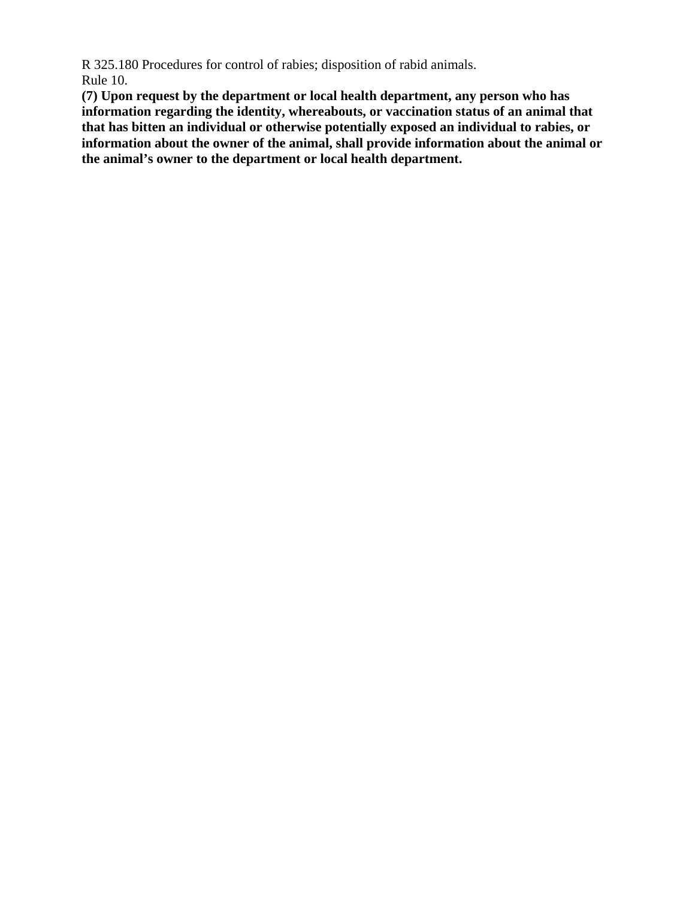R 325.180 Procedures for control of rabies; disposition of rabid animals.
Rule 10.
**(7) Upon request by the department or local health department, any person who has information regarding the identity, whereabouts, or vaccination status of an animal that that has bitten an individual or otherwise potentially exposed an individual to rabies, or information about the owner of the animal, shall provide information about the animal or the animal's owner to the department or local health department.**